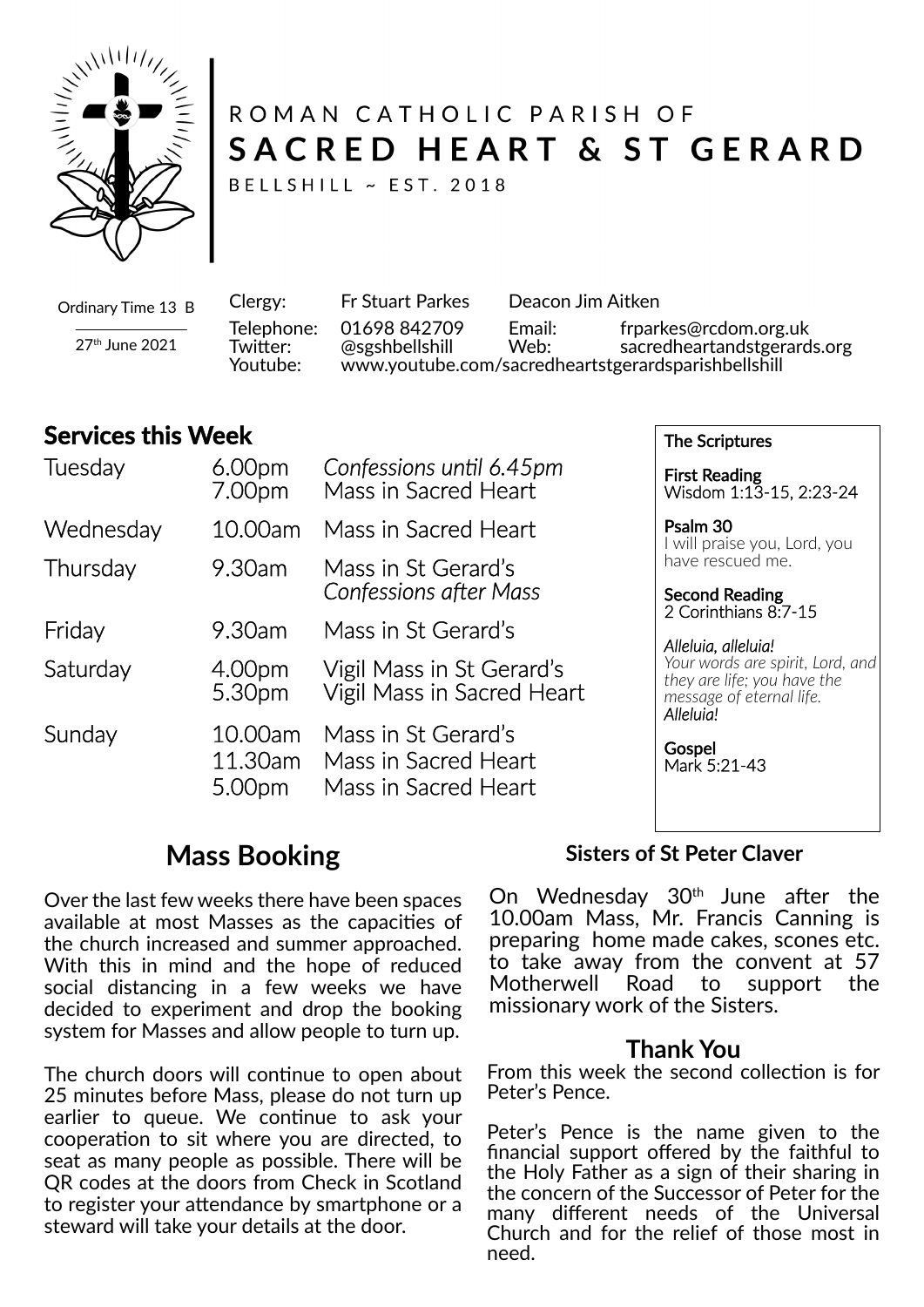ROMAN CATHOLIC PARISH OF

# SACRED HEART & ST GERARD

BELLSHILL ~ EST. 2018

Ordinary Time 13 B

27th June 2021

| | | | |
|---|---|---|---|
| Clergy: | Fr Stuart Parkes | Deacon Jim Aitken | |
| Telephone: | 01698 842709 | Email: | frparkes@rcdom.org.uk |
| Twitter: | @sgshbellshill | Web: | sacredheartandstgerards.org |
| Youtube: | www.youtube.com/sacredheartstgerardsparishbellshill | | |

## Services this Week

| | | |
|---|---|---|
| Tuesday | 6.00pm | *Confessions until 6.45pm* |
| | 7.00pm | Mass in Sacred Heart |
| Wednesday | 10.00am | Mass in Sacred Heart |
| Thursday | 9.30am | Mass in St Gerard's |
| | | *Confessions after Mass* |
| Friday | 9.30am | Mass in St Gerard's |
| Saturday | 4.00pm | Vigil Mass in St Gerard's |
| | 5.30pm | Vigil Mass in Sacred Heart |
| Sunday | 10.00am | Mass in St Gerard's |
| | 11.30am | Mass in Sacred Heart |
| | 5.00pm | Mass in Sacred Heart |

### The Scriptures

**First Reading**
Wisdom 1:13-15, 2:23-24

**Psalm 30**
I will praise you, Lord, you have rescued me.

**Second Reading**
2 Corinthians 8:7-15

*Alleluia, alleluia!*
*Your words are spirit, Lord, and they are life; you have the message of eternal life.*
*Alleluia!*

**Gospel**
Mark 5:21-43

## Mass Booking

Over the last few weeks there have been spaces available at most Masses as the capacities of the church increased and summer approached. With this in mind and the hope of reduced social distancing in a few weeks we have decided to experiment and drop the booking system for Masses and allow people to turn up.

The church doors will continue to open about 25 minutes before Mass, please do not turn up earlier to queue. We continue to ask your cooperation to sit where you are directed, to seat as many people as possible. There will be QR codes at the doors from Check in Scotland to register your attendance by smartphone or a steward will take your details at the door.

### Sisters of St Peter Claver

On Wednesday 30th June after the 10.00am Mass, Mr. Francis Canning is preparing home made cakes, scones etc. to take away from the convent at 57 Motherwell Road to support the missionary work of the Sisters.

## Thank You

From this week the second collection is for Peter's Pence.

Peter's Pence is the name given to the financial support offered by the faithful to the Holy Father as a sign of their sharing in the concern of the Successor of Peter for the many different needs of the Universal Church and for the relief of those most in need.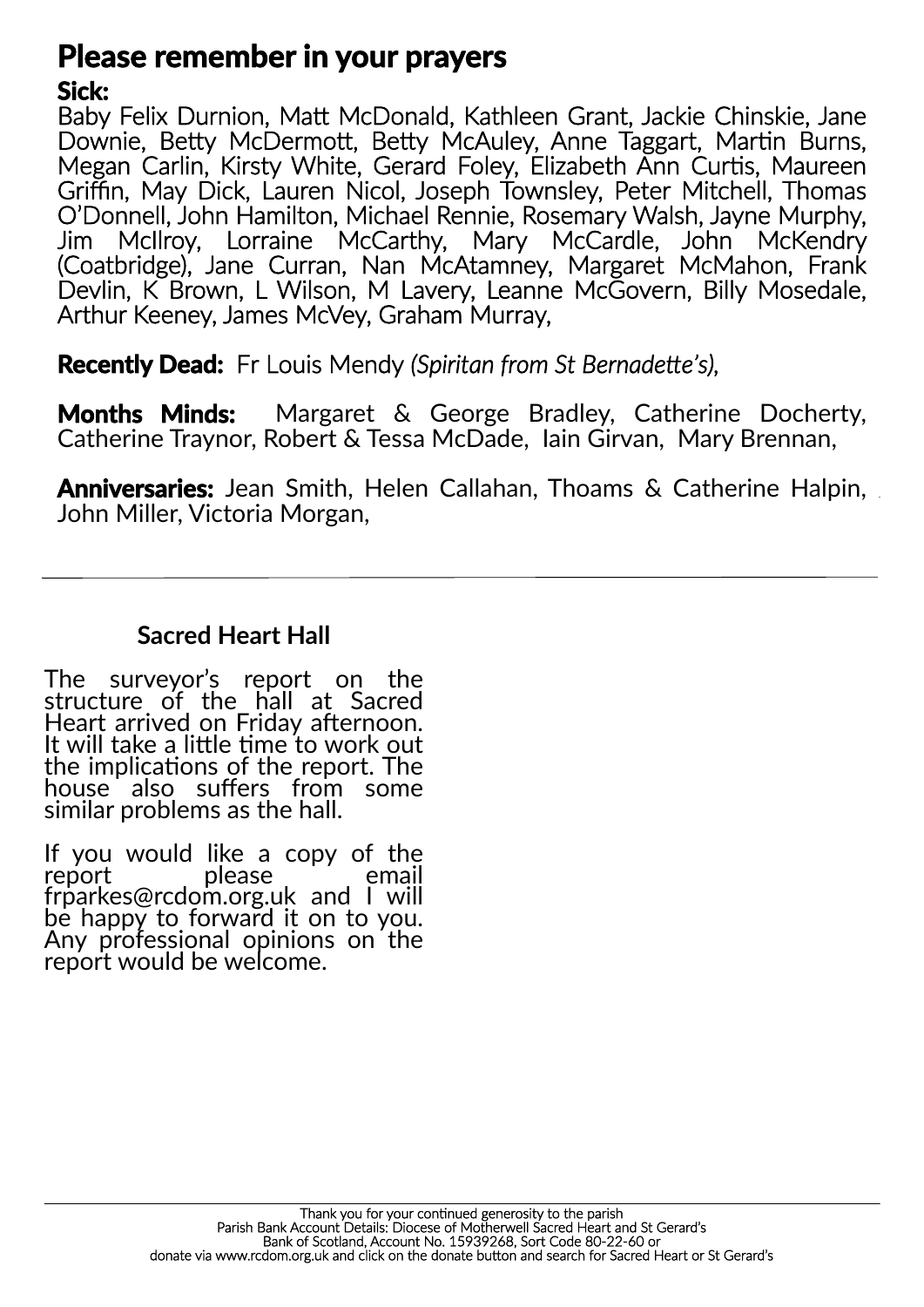# Please remember in your prayers

**Sick:**

Baby Felix Durnion, Matt McDonald, Kathleen Grant, Jackie Chinskie, Jane Downie, Betty McDermott, Betty McAuley, Anne Taggart, Martin Burns, Megan Carlin, Kirsty White, Gerard Foley, Elizabeth Ann Curtis, Maureen Griffin, May Dick, Lauren Nicol, Joseph Townsley, Peter Mitchell, Thomas O'Donnell, John Hamilton, Michael Rennie, Rosemary Walsh, Jayne Murphy, Jim McIlroy, Lorraine McCarthy, Mary McCardle, John McKendry (Coatbridge), Jane Curran, Nan McAtamney, Margaret McMahon, Frank Devlin, K Brown, L Wilson, M Lavery, Leanne McGovern, Billy Mosedale, Arthur Keeney, James McVey, Graham Murray,

**Recently Dead:** Fr Louis Mendy *(Spiritan from St Bernadette's)*,

**Months Minds:** Margaret & George Bradley, Catherine Docherty, Catherine Traynor, Robert & Tessa McDade, Iain Girvan, Mary Brennan,

**Anniversaries:** Jean Smith, Helen Callahan, Thoams & Catherine Halpin, John Miller, Victoria Morgan,

---

**Sacred Heart Hall**

The surveyor's report on the structure of the hall at Sacred Heart arrived on Friday afternoon. It will take a little time to work out the implications of the report. The house also suffers from some similar problems as the hall.

If you would like a copy of the report please email frparkes@rcdom.org.uk and I will be happy to forward it on to you. Any professional opinions on the report would be welcome.

---

Thank you for your continued generosity to the parish
Parish Bank Account Details: Diocese of Motherwell Sacred Heart and St Gerard's
Bank of Scotland, Account No. 15939268, Sort Code 80-22-60 or
donate via www.rcdom.org.uk and click on the donate button and search for Sacred Heart or St Gerard's